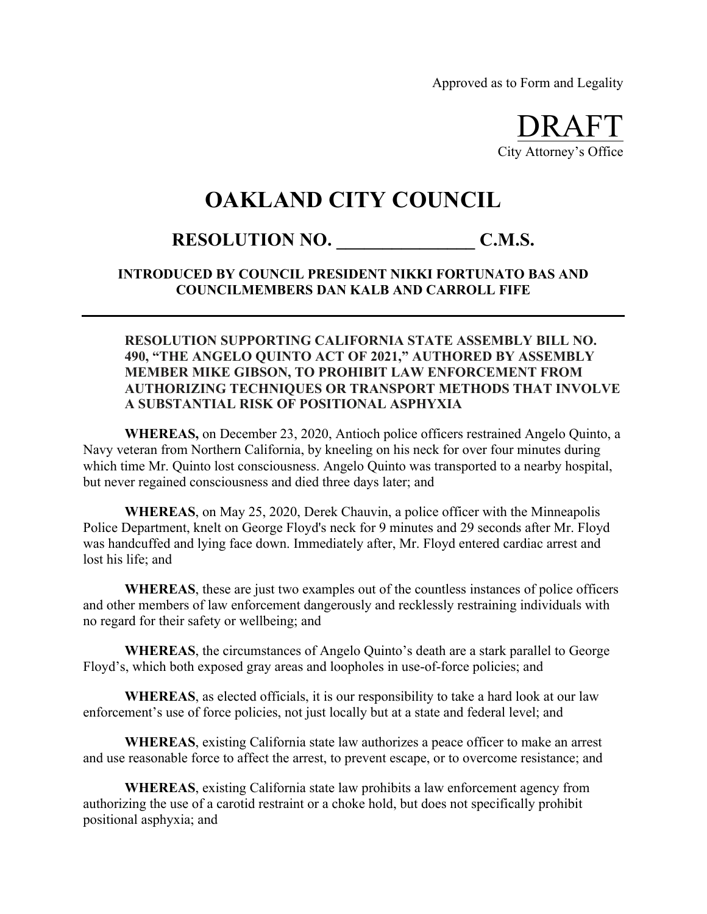Approved as to Form and Legality

DRAFT
City Attorney's Office

# OAKLAND CITY COUNCIL

## RESOLUTION NO. _______________ C.M.S.

**INTRODUCED BY COUNCIL PRESIDENT NIKKI FORTUNATO BAS AND COUNCILMEMBERS DAN KALB AND CARROLL FIFE**

---

**RESOLUTION SUPPORTING CALIFORNIA STATE ASSEMBLY BILL NO. 490, "THE ANGELO QUINTO ACT OF 2021," AUTHORED BY ASSEMBLY MEMBER MIKE GIBSON, TO PROHIBIT LAW ENFORCEMENT FROM AUTHORIZING TECHNIQUES OR TRANSPORT METHODS THAT INVOLVE A SUBSTANTIAL RISK OF POSITIONAL ASPHYXIA**

**WHEREAS,** on December 23, 2020, Antioch police officers restrained Angelo Quinto, a Navy veteran from Northern California, by kneeling on his neck for over four minutes during which time Mr. Quinto lost consciousness. Angelo Quinto was transported to a nearby hospital, but never regained consciousness and died three days later; and

**WHEREAS**, on May 25, 2020, Derek Chauvin, a police officer with the Minneapolis Police Department, knelt on George Floyd's neck for 9 minutes and 29 seconds after Mr. Floyd was handcuffed and lying face down. Immediately after, Mr. Floyd entered cardiac arrest and lost his life; and

**WHEREAS**, these are just two examples out of the countless instances of police officers and other members of law enforcement dangerously and recklessly restraining individuals with no regard for their safety or wellbeing; and

**WHEREAS**, the circumstances of Angelo Quinto's death are a stark parallel to George Floyd's, which both exposed gray areas and loopholes in use-of-force policies; and

**WHEREAS**, as elected officials, it is our responsibility to take a hard look at our law enforcement's use of force policies, not just locally but at a state and federal level; and

**WHEREAS**, existing California state law authorizes a peace officer to make an arrest and use reasonable force to affect the arrest, to prevent escape, or to overcome resistance; and

**WHEREAS**, existing California state law prohibits a law enforcement agency from authorizing the use of a carotid restraint or a choke hold, but does not specifically prohibit positional asphyxia; and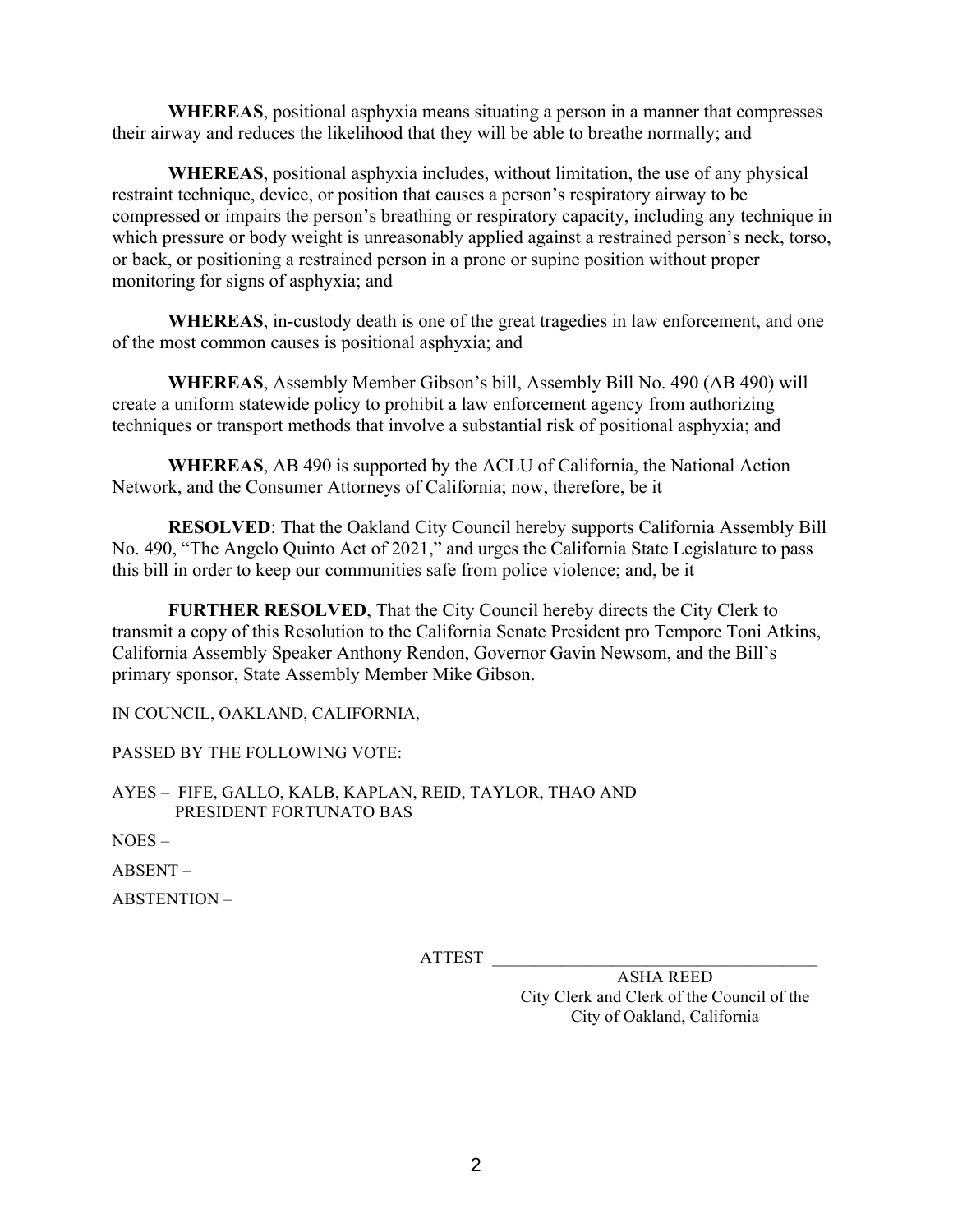**WHEREAS**, positional asphyxia means situating a person in a manner that compresses their airway and reduces the likelihood that they will be able to breathe normally; and

**WHEREAS**, positional asphyxia includes, without limitation, the use of any physical restraint technique, device, or position that causes a person's respiratory airway to be compressed or impairs the person's breathing or respiratory capacity, including any technique in which pressure or body weight is unreasonably applied against a restrained person's neck, torso, or back, or positioning a restrained person in a prone or supine position without proper monitoring for signs of asphyxia; and

**WHEREAS**, in-custody death is one of the great tragedies in law enforcement, and one of the most common causes is positional asphyxia; and

**WHEREAS**, Assembly Member Gibson's bill, Assembly Bill No. 490 (AB 490) will create a uniform statewide policy to prohibit a law enforcement agency from authorizing techniques or transport methods that involve a substantial risk of positional asphyxia; and

**WHEREAS**, AB 490 is supported by the ACLU of California, the National Action Network, and the Consumer Attorneys of California; now, therefore, be it

**RESOLVED**: That the Oakland City Council hereby supports California Assembly Bill No. 490, "The Angelo Quinto Act of 2021," and urges the California State Legislature to pass this bill in order to keep our communities safe from police violence; and, be it

**FURTHER RESOLVED**, That the City Council hereby directs the City Clerk to transmit a copy of this Resolution to the California Senate President pro Tempore Toni Atkins, California Assembly Speaker Anthony Rendon, Governor Gavin Newsom, and the Bill's primary sponsor, State Assembly Member Mike Gibson.

IN COUNCIL, OAKLAND, CALIFORNIA,

PASSED BY THE FOLLOWING VOTE:

AYES – FIFE, GALLO, KALB, KAPLAN, REID, TAYLOR, THAO AND PRESIDENT FORTUNATO BAS

NOES –

ABSENT –

ABSTENTION –

ATTEST \_\_\_\_\_\_\_\_\_\_\_\_\_\_\_\_\_\_\_\_\_\_\_\_\_\_\_\_\_\_\_\_\_\_\_\_\_\_

ASHA REED
City Clerk and Clerk of the Council of the
City of Oakland, California